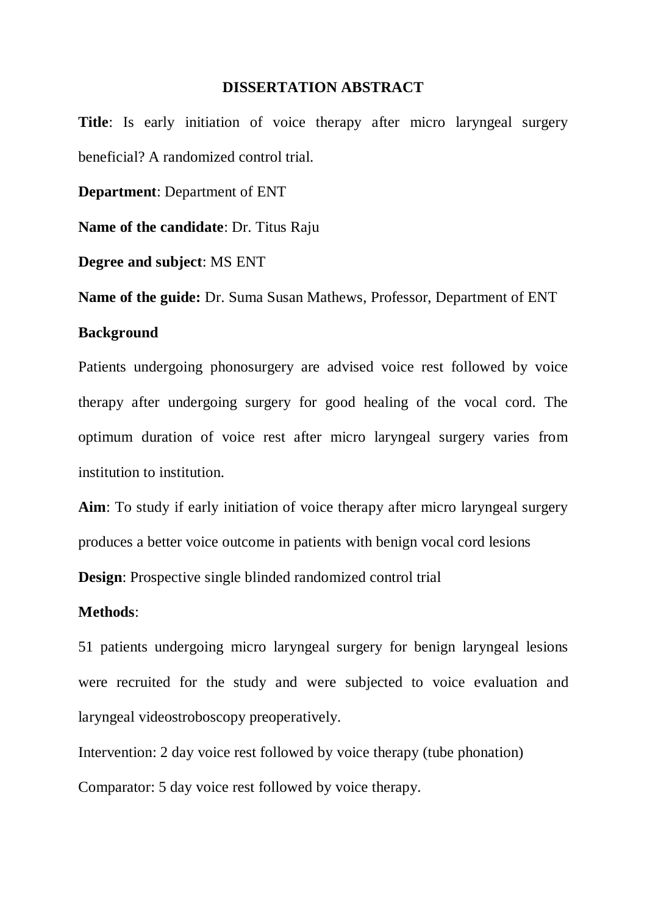# DISSERTATION ABSTRACT

**Title**: Is early initiation of voice therapy after micro laryngeal surgery beneficial? A randomized control trial.

**Department**: Department of ENT

**Name of the candidate**: Dr. Titus Raju

**Degree and subject**: MS ENT

**Name of the guide:** Dr. Suma Susan Mathews, Professor, Department of ENT

**Background**

Patients undergoing phonosurgery are advised voice rest followed by voice therapy after undergoing surgery for good healing of the vocal cord. The optimum duration of voice rest after micro laryngeal surgery varies from institution to institution.

**Aim**: To study if early initiation of voice therapy after micro laryngeal surgery produces a better voice outcome in patients with benign vocal cord lesions

**Design**: Prospective single blinded randomized control trial

**Methods**:

51 patients undergoing micro laryngeal surgery for benign laryngeal lesions were recruited for the study and were subjected to voice evaluation and laryngeal videostroboscopy preoperatively.

Intervention: 2 day voice rest followed by voice therapy (tube phonation)

Comparator: 5 day voice rest followed by voice therapy.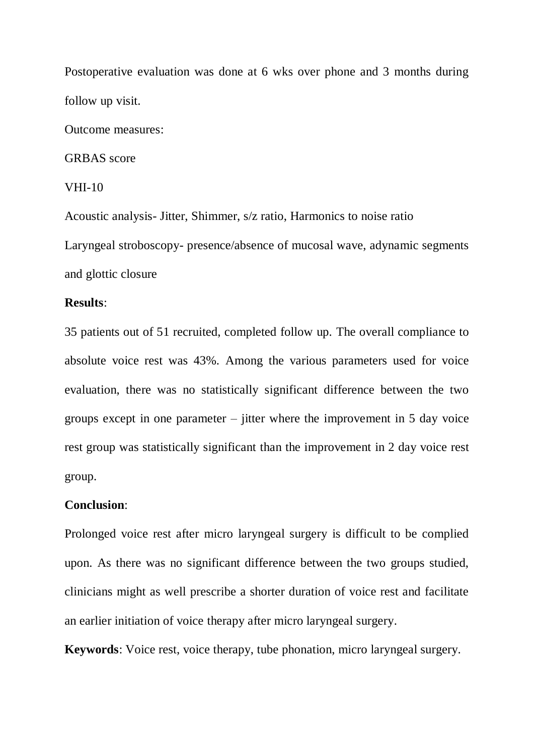Postoperative evaluation was done at 6 wks over phone and 3 months during follow up visit.

Outcome measures:

GRBAS score

VHI-10

Acoustic analysis- Jitter, Shimmer, s/z ratio, Harmonics to noise ratio

Laryngeal stroboscopy- presence/absence of mucosal wave, adynamic segments and glottic closure

**Results**:

35 patients out of 51 recruited, completed follow up. The overall compliance to absolute voice rest was 43%. Among the various parameters used for voice evaluation, there was no statistically significant difference between the two groups except in one parameter – jitter where the improvement in 5 day voice rest group was statistically significant than the improvement in 2 day voice rest group.

**Conclusion**:

Prolonged voice rest after micro laryngeal surgery is difficult to be complied upon. As there was no significant difference between the two groups studied, clinicians might as well prescribe a shorter duration of voice rest and facilitate an earlier initiation of voice therapy after micro laryngeal surgery.

**Keywords**: Voice rest, voice therapy, tube phonation, micro laryngeal surgery.